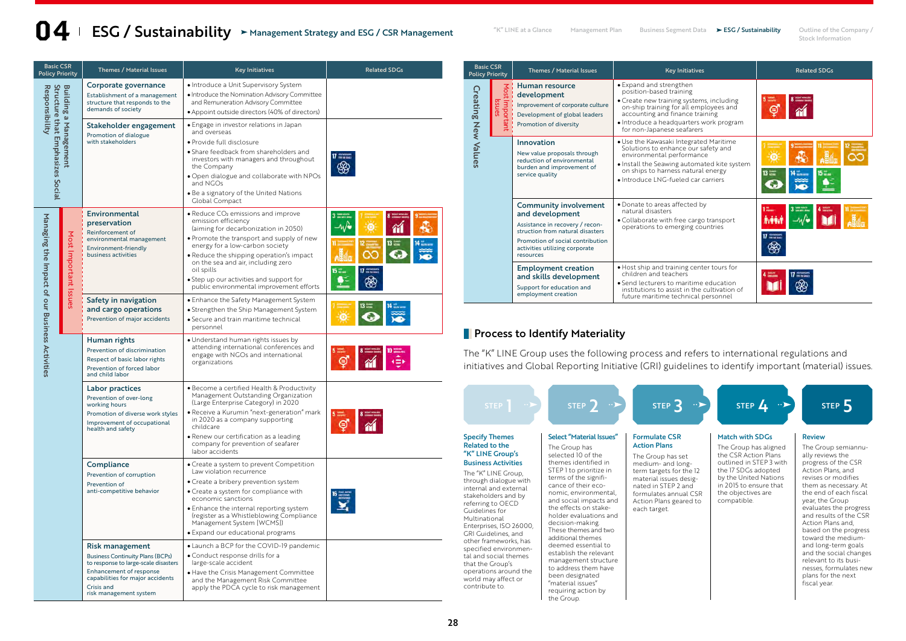# 04 ESG / Sustainability

## Management Strategy and ESG / CSR Management

| Basic CSR Policy Priority | Themes / Material Issues | Key Initiatives | Related SDGs |
|---|---|---|---|
| Building a Management Structure that Emphasizes Social Responsibility | **Corporate governance**<br>Establishment of a management structure that responds to the demands of society | • Introduce a Unit Supervisory System<br>• Introduce the Nomination Advisory Committee and Remuneration Advisory Committee<br>• Appoint outside directors (40% of directors) | |
| | **Stakeholder engagement**<br>Promotion of dialogue with stakeholders | • Engage in investor relations in Japan and overseas<br>• Provide full disclosure<br>• Share feedback from shareholders and investors with managers and throughout the Company<br>• Open dialogue and collaborate with NPOs and NGOs<br>• Be a signatory of the United Nations Global Compact | 17 |
| Managing the Impact of our Business Activities — Most Important Issues | **Environmental preservation**<br>Reinforcement of environmental management<br>Environment-friendly business activities | • Reduce $CO_2$ emissions and improve emission efficiency (aiming for decarbonization in 2050)<br>• Promote the transport and supply of new energy for a low-carbon society<br>• Reduce the shipping operation's impact on the sea and air, including zero oil spills<br>• Step up our activities and support for public environmental improvement efforts | 3, 7, 8, 9, 11, 12, 13, 14, 15, 17 |
| | **Safety in navigation and cargo operations**<br>Prevention of major accidents | • Enhance the Safety Management System<br>• Strengthen the Ship Management System<br>• Secure and train maritime technical personnel | 7, 13, 14 |
| Managing the Impact of our Business Activities | **Human rights**<br>Prevention of discrimination<br>Respect of basic labor rights<br>Prevention of forced labor and child labor | • Understand human rights issues by attending international conferences and engage with NGOs and international organizations | 5, 8, 10 |
| | **Labor practices**<br>Prevention of over-long working hours<br>Promotion of diverse work styles<br>Improvement of occupational health and safety | • Become a certified Health & Productivity Management Outstanding Organization (Large Enterprise Category) in 2020<br>• Receive a Kurumin "next-generation" mark in 2020 as a company supporting childcare<br>• Renew our certification as a leading company for prevention of seafarer labor accidents | 5, 8 |
| | **Compliance**<br>Prevention of corruption<br>Prevention of anti-competitive behavior | • Create a system to prevent Competition Law violation recurrence<br>• Create a bribery prevention system<br>• Create a system for compliance with economic sanctions<br>• Enhance the internal reporting system (register as a Whistleblowing Compliance Management System [WCMS])<br>• Expand our educational programs | 16 |
| | **Risk management**<br>Business Continuity Plans (BCPs) to response to large-scale disasters<br>Enhancement of response capabilities for major accidents<br>Crisis and risk management system | • Launch a BCP for the COVID-19 pandemic<br>• Conduct response drills for a large-scale accident<br>• Have the Crisis Management Committee and the Management Risk Committee apply the PDCA cycle to risk management | |

| Basic CSR Policy Priority | Themes / Material Issues | Key Initiatives | Related SDGs |
|---|---|---|---|
| Creating New Values — Most Important Issues | **Human resource development**<br>Improvement of corporate culture<br>Development of global leaders<br>Promotion of diversity | • Expand and strengthen position-based training<br>• Create new training systems, including on-ship training for all employees and accounting and finance training<br>• Introduce a headquarters work program for non-Japanese seafarers | 5, 8 |
| Creating New Values | **Innovation**<br>New value proposals through reduction of environmental burden and improvement of service quality | • Use the Kawasaki Integrated Maritime Solutions to enhance our safety and environmental performance<br>• Install the Seawing automated kite system on ships to harness natural energy<br>• Introduce LNG-fueled car carriers | 7, 9, 11, 12, 13, 14, 15 |
| | **Community involvement and development**<br>Assistance in recovery / reconstruction from natural disasters<br>Promotion of social contribution activities utilizing corporate resources | • Donate to areas affected by natural disasters<br>• Collaborate with free cargo transport operations to emerging countries | 1, 3, 4, 11, 17 |
| | **Employment creation and skills development**<br>Support for education and employment creation | • Host ship and training center tours for children and teachers<br>• Send lecturers to maritime education institutions to assist in the cultivation of future maritime technical personnel | 4, 17 |

## Process to Identify Materiality

The "K" LINE Group uses the following process and refers to international regulations and initiatives and Global Reporting Initiative (GRI) guidelines to identify important (material) issues.

**STEP 1 — Specify Themes Related to the "K" LINE Group's Business Activities**
The "K" LINE Group, through dialogue with internal and external stakeholders and by referring to OECD Guidelines for Multinational Enterprises, ISO 26000, GRI Guidelines, and other frameworks, has specified environmental and social themes that the Group's operations around the world may affect or contribute to.

**STEP 2 — Select "Material Issues"**
The Group has selected 10 of the themes identified in STEP 1 to prioritize in terms of the significance of their economic, environmental, and social impacts and the effects on stakeholder evaluations and decision-making. These themes and two additional themes deemed essential to establish the relevant management structure to address them have been designated "material issues" requiring action by the Group.

**STEP 3 — Formulate CSR Action Plans**
The Group has set medium- and long-term targets for the 12 material issues designated in STEP 2 and formulates annual CSR Action Plans geared to each target.

**STEP 4 — Match with SDGs**
The Group has aligned the CSR Action Plans outlined in STEP 3 with the 17 SDGs adopted by the United Nations in 2015 to ensure that the objectives are compatible.

**STEP 5 — Review**
The Group semiannually reviews the progress of the CSR Action Plans, and revises or modifies them as necessary. At the end of each fiscal year, the Group evaluates the progress and results of the CSR Action Plans and, based on the progress toward the medium- and long-term goals and the social changes relevant to its businesses, formulates new plans for the next fiscal year.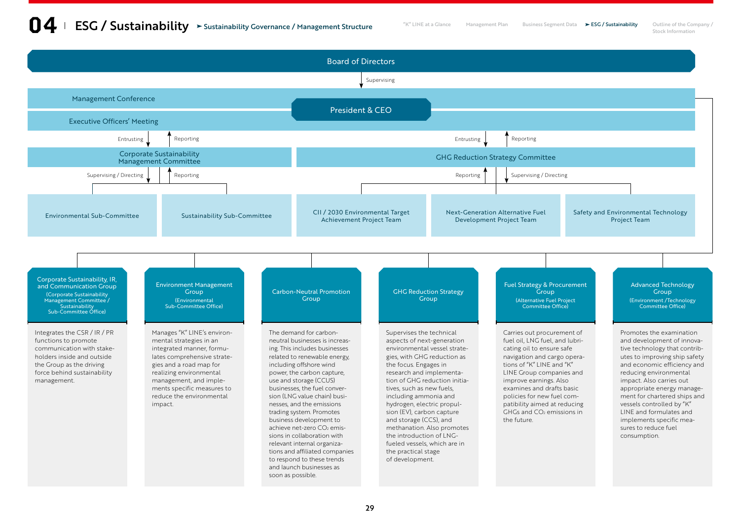# 04 ESG / Sustainability

## Sustainability Governance / Management Structure

Board of Directors

↓ Supervising

Management Conference

President & CEO

Executive Officers' Meeting

Entrusting ↓ ↑ Reporting

Corporate Sustainability Management Committee

Supervising / Directing ↓ ↑ Reporting

- Environmental Sub-Committee
- Sustainability Sub-Committee

Entrusting ↓ ↑ Reporting

GHG Reduction Strategy Committee

Reporting ↑ ↓ Supervising / Directing

- CII / 2030 Environmental Target Achievement Project Team
- Next-Generation Alternative Fuel Development Project Team
- Safety and Environmental Technology Project Team

### Corporate Sustainability, IR, and Communication Group
(Corporate Sustainability Management Committee / Sustainability Sub-Committee Office)

Integrates the CSR / IR / PR functions to promote communication with stakeholders inside and outside the Group as the driving force behind sustainability management.

### Environment Management Group
(Environmental Sub-Committee Office)

Manages "K" LINE's environmental strategies in an integrated manner, formulates comprehensive strategies and a road map for realizing environmental management, and implements specific measures to reduce the environmental impact.

### Carbon-Neutral Promotion Group

The demand for carbon-neutral businesses is increasing. This includes businesses related to renewable energy, including offshore wind power, the carbon capture, use and storage (CCUS) businesses, the fuel conversion (LNG value chain) businesses, and the emissions trading system. Promotes business development to achieve net-zero $CO_2$ emissions in collaboration with relevant internal organizations and affiliated companies to respond to these trends and launch businesses as soon as possible.

### GHG Reduction Strategy Group

Supervises the technical aspects of next-generation environmental vessel strategies, with GHG reduction as the focus. Engages in research and implementation of GHG reduction initiatives, such as new fuels, including ammonia and hydrogen, electric propulsion (EV), carbon capture and storage (CCS), and methanation. Also promotes the introduction of LNG-fueled vessels, which are in the practical stage of development.

### Fuel Strategy & Procurement Group
(Alternative Fuel Project Committee Office)

Carries out procurement of fuel oil, LNG fuel, and lubricating oil to ensure safe navigation and cargo operations of "K" LINE and "K" LINE Group companies and improve earnings. Also examines and drafts basic policies for new fuel compatibility aimed at reducing GHGs and $CO_2$ emissions in the future.

### Advanced Technology Group
(Environment / Technology Committee Office)

Promotes the examination and development of innovative technology that contributes to improving ship safety and economic efficiency and reducing environmental impact. Also carries out appropriate energy management for chartered ships and vessels controlled by "K" LINE and formulates and implements specific measures to reduce fuel consumption.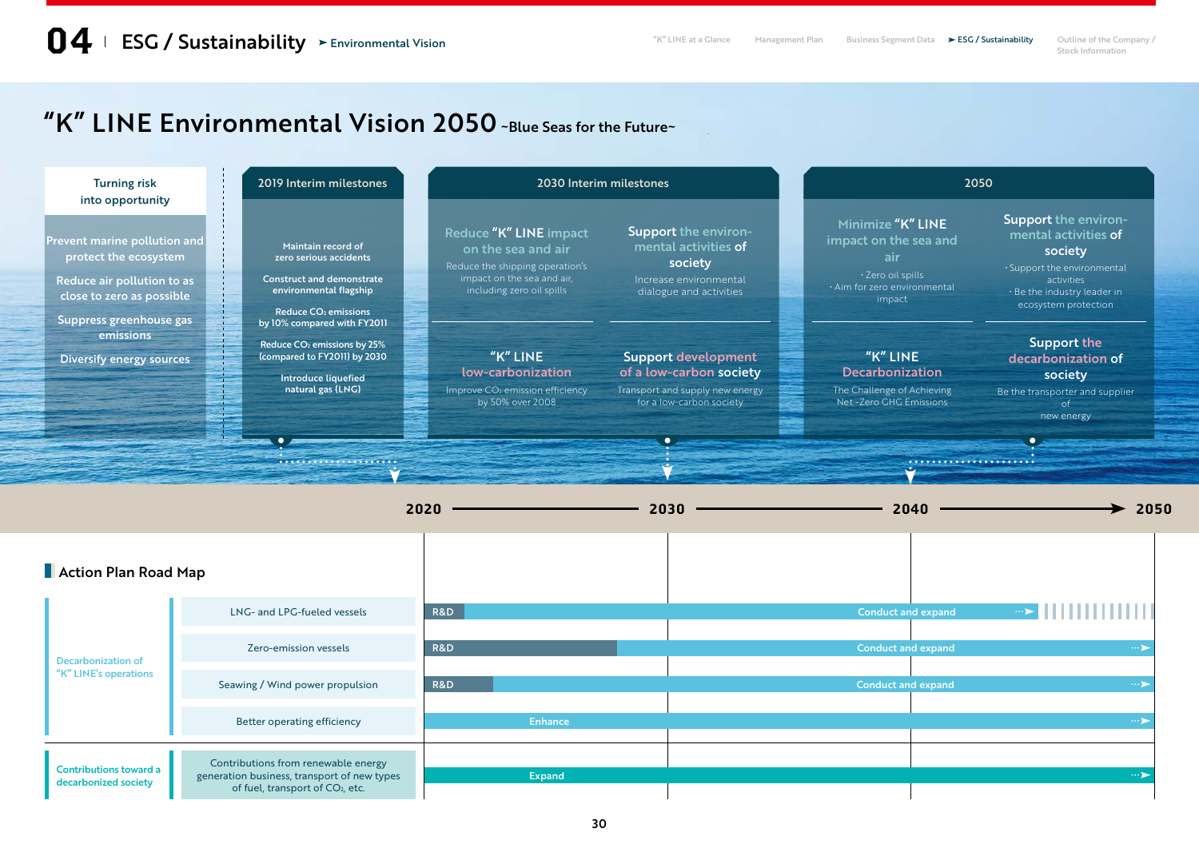# "K" LINE Environmental Vision 2050 ~Blue Seas for the Future~

| Turning risk into opportunity | 2019 Interim milestones | 2030 Interim milestones | | 2050 | |
|---|---|---|---|---|---|
| Prevent marine pollution and protect the ecosystem<br>Reduce air pollution to as close to zero as possible<br>Suppress greenhouse gas emissions<br>Diversify energy sources | Maintain record of zero serious accidents<br>Construct and demonstrate environmental flagship<br>Reduce $CO_2$ emissions by 10% compared with FY2011<br>Reduce $CO_2$ emissions by 25% (compared to FY2011) by 2030<br>Introduce liquefied natural gas (LNG) | **Reduce "K" LINE impact on the sea and air**<br>Reduce the shipping operation's impact on the sea and air, including zero oil spills | **Support the environmental activities of society**<br>Increase environmental dialogue and activities | **Minimize "K" LINE impact on the sea and air**<br>· Zero oil spills<br>· Aim for zero environmental impact | **Support the environmental activities of society**<br>· Support the environmental activities<br>· Be the industry leader in ecosystem protection |
| | | **"K" LINE low-carbonization**<br>Improve $CO_2$ emission efficiency by 50% over 2008 | **Support development of a low-carbon society**<br>Transport and supply new energy for a low-carbon society | **"K" LINE Decarbonization**<br>The Challenge of Achieving Net -Zero GHG Emissions | **Support the decarbonization of society**<br>Be the transporter and supplier of new energy |

2020 → 2030 → 2040 → 2050

## Action Plan Road Map

| Category | Item | 2020 – 2050 |
|---|---|---|
| Decarbonization of "K" LINE's operations | LNG- and LPG-fueled vessels | R&D → Conduct and expand |
| | Zero-emission vessels | R&D → Conduct and expand |
| | Seawing / Wind power propulsion | R&D → Conduct and expand |
| | Better operating efficiency | Enhance |
| Contributions toward a decarbonized society | Contributions from renewable energy generation business, transport of new types of fuel, transport of $CO_2$, etc. | Expand |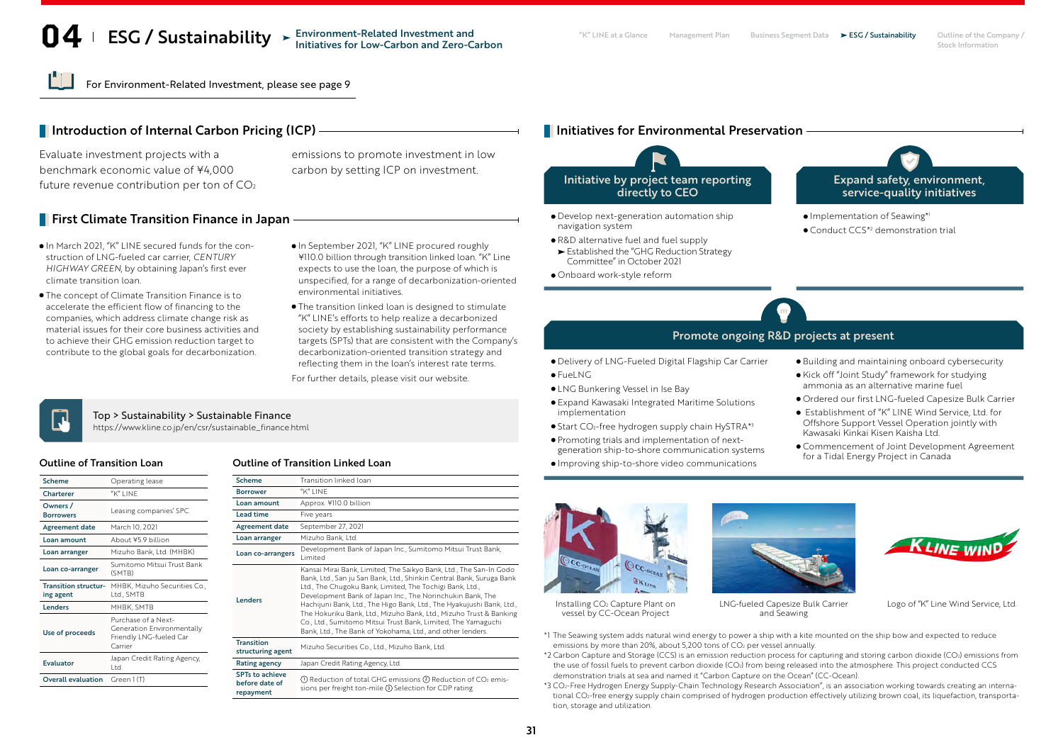# 04 ESG / Sustainability ➤ Environment-Related Investment and Initiatives for Low-Carbon and Zero-Carbon

For Environment-Related Investment, please see page 9

## Introduction of Internal Carbon Pricing (ICP)

Evaluate investment projects with a benchmark economic value of ¥4,000 future revenue contribution per ton of $CO_2$ emissions to promote investment in low carbon by setting ICP on investment.

## First Climate Transition Finance in Japan

- In March 2021, "K" LINE secured funds for the construction of LNG-fueled car carrier, *CENTURY HIGHWAY GREEN*, by obtaining Japan's first ever climate transition loan.
- The concept of Climate Transition Finance is to accelerate the efficient flow of financing to the companies, which address climate change risk as material issues for their core business activities and to achieve their GHG emission reduction target to contribute to the global goals for decarbonization.
- In September 2021, "K" LINE procured roughly ¥110.0 billion through transition linked loan. "K" Line expects to use the loan, the purpose of which is unspecified, for a range of decarbonization-oriented environmental initiatives.
- The transition linked loan is designed to stimulate "K" LINE's efforts to help realize a decarbonized society by establishing sustainability performance targets (SPTs) that are consistent with the Company's decarbonization-oriented transition strategy and reflecting them in the loan's interest rate terms.

For further details, please visit our website.

Top > Sustainability > Sustainable Finance
https://www.kline.co.jp/en/csr/sustainable_finance.html

### Outline of Transition Loan

| Scheme | Operating lease |
|---|---|
| Charterer | "K" LINE |
| Owners / Borrowers | Leasing companies' SPC |
| Agreement date | March 10, 2021 |
| Loan amount | About ¥5.9 billion |
| Loan arranger | Mizuho Bank, Ltd. (MHBK) |
| Loan co-arranger | Sumitomo Mitsui Trust Bank (SMTB) |
| Transition structuring agent | MHBK, Mizuho Securities Co., Ltd., SMTB |
| Lenders | MHBK, SMTB |
| Use of proceeds | Purchase of a Next-Generation Environmentally Friendly LNG-fueled Car Carrier |
| Evaluator | Japan Credit Rating Agency, Ltd. |
| Overall evaluation | Green 1 (T) |

### Outline of Transition Linked Loan

| Scheme | Transition linked loan |
|---|---|
| Borrower | "K" LINE |
| Loan amount | Approx. ¥110.0 billion |
| Lead time | Five years |
| Agreement date | September 27, 2021 |
| Loan arranger | Mizuho Bank, Ltd. |
| Loan co-arrangers | Development Bank of Japan Inc., Sumitomo Mitsui Trust Bank, Limited |
| Lenders | Kansai Mirai Bank, Limited, The Saikyo Bank, Ltd., The San-In Godo Bank, Ltd., San ju San Bank, Ltd., Shinkin Central Bank, Suruga Bank Ltd., The Chugoku Bank, Limited, The Tochigi Bank, Ltd., Development Bank of Japan Inc., The Norinchukin Bank, The Hachijuni Bank, Ltd., The Higo Bank, Ltd., The Hyakujushi Bank, Ltd., The Hokuriku Bank, Ltd., Mizuho Bank, Ltd., Mizuho Trust & Banking Co., Ltd., Sumitomo Mitsui Trust Bank, Limited, The Yamaguchi Bank, Ltd., The Bank of Yokohama, Ltd., and other lenders. |
| Transition structuring agent | Mizuho Securities Co., Ltd., Mizuho Bank, Ltd. |
| Rating agency | Japan Credit Rating Agency, Ltd. |
| SPTs to achieve before date of repayment | ① Reduction of total GHG emissions ② Reduction of $CO_2$ emissions per freight ton-mile ③ Selection for CDP rating |

## Initiatives for Environmental Preservation

### Initiative by project team reporting directly to CEO

- Develop next-generation automation ship navigation system
- R&D alternative fuel and fuel supply
  ➤ Established the "GHG Reduction Strategy Committee" in October 2021
- Onboard work-style reform

### Expand safety, environment, service-quality initiatives

- Implementation of Seawing*1
- Conduct CCS*2 demonstration trial

### Promote ongoing R&D projects at present

- Delivery of LNG-Fueled Digital Flagship Car Carrier
- FueLNG
- LNG Bunkering Vessel in Ise Bay
- Expand Kawasaki Integrated Maritime Solutions implementation
- Start $CO_2$-free hydrogen supply chain HySTRA*3
- Promoting trials and implementation of next-generation ship-to-shore communication systems
- Improving ship-to-shore video communications
- Building and maintaining onboard cybersecurity
- Kick off "Joint Study" framework for studying ammonia as an alternative marine fuel
- Ordered our first LNG-fueled Capesize Bulk Carrier
- Establishment of "K" LINE Wind Service, Ltd. for Offshore Support Vessel Operation jointly with Kawasaki Kinkai Kisen Kaisha Ltd.
- Commencement of Joint Development Agreement for a Tidal Energy Project in Canada

Installing $CO_2$ Capture Plant on vessel by CC-Ocean Project

LNG-fueled Capesize Bulk Carrier and Seawing

Logo of "K" Line Wind Service, Ltd.

*1 The Seawing system adds natural wind energy to power a ship with a kite mounted on the ship bow and expected to reduce emissions by more than 20%, about 5,200 tons of $CO_2$ per vessel annually.
*2 Carbon Capture and Storage (CCS) is an emission reduction process for capturing and storing carbon dioxide ($CO_2$) emissions from the use of fossil fuels to prevent carbon dioxide ($CO_2$) from being released into the atmosphere. This project conducted CCS demonstration trials at sea and named it "Carbon Capture on the Ocean" (CC-Ocean).
*3 $CO_2$-Free Hydrogen Energy Supply-Chain Technology Research Association", is an association working towards creating an international $CO_2$-free energy supply chain comprised of hydrogen production effectively utilizing brown coal, its liquefaction, transportation, storage and utilization.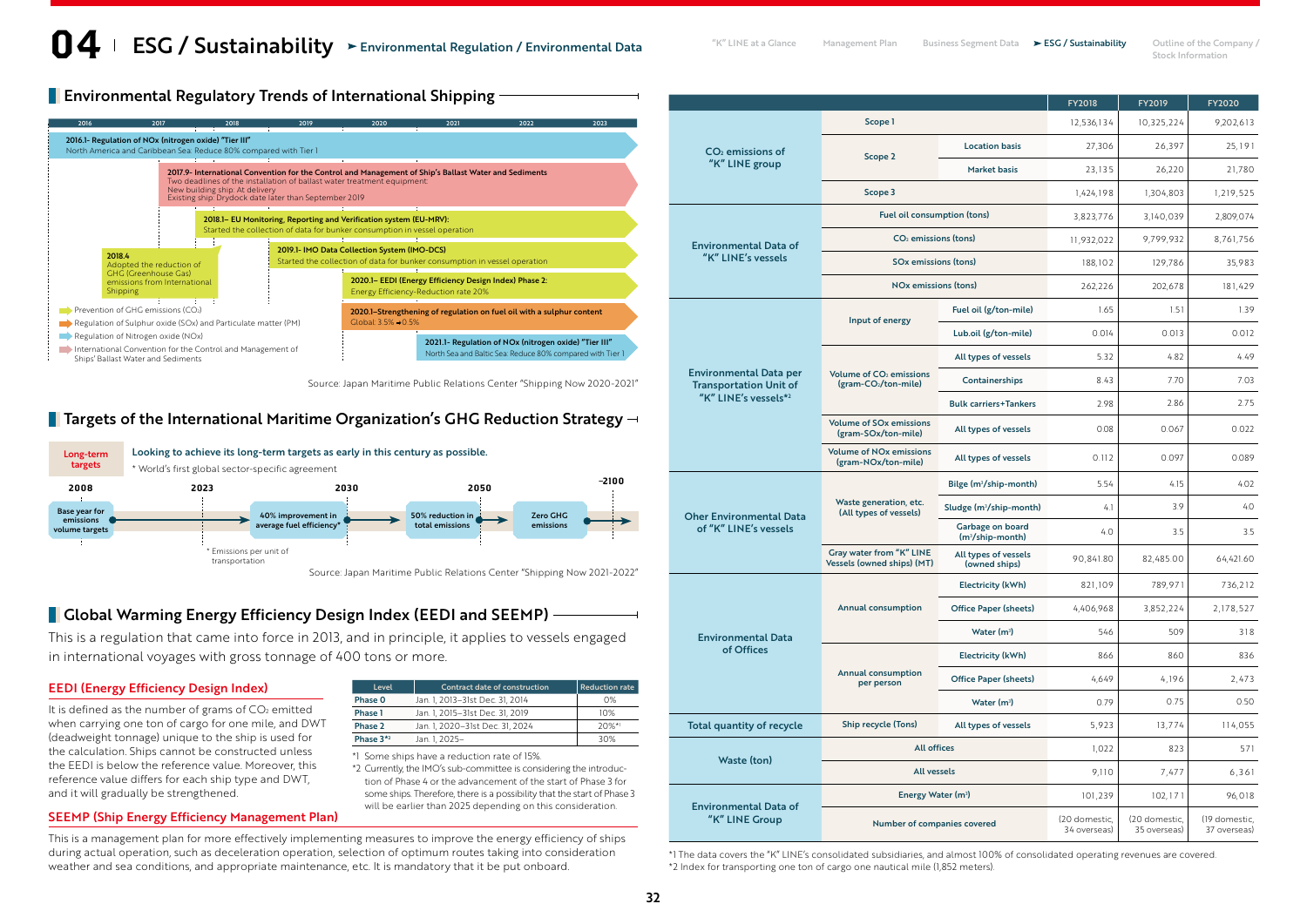# 04 ESG / Sustainability ➤ Environmental Regulation / Environmental Data

## Environmental Regulatory Trends of International Shipping

2016 | 2017 | 2018 | 2019 | 2020 | 2021 | 2022 | 2023

**2016.1- Regulation of NOx (nitrogen oxide) "Tier III"**
North America and Caribbean Sea: Reduce 80% compared with Tier I

**2017.9- International Convention for the Control and Management of Ship's Ballast Water and Sediments**
Two deadlines of the installation of ballast water treatment equipment.
New building ship: At delivery
Existing ship: Drydock date later than September 2019

**2018.1- EU Monitoring, Reporting and Verification system (EU-MRV):**
Started the collection of data for bunker consumption in vessel operation

**2018.4**
Adopted the reduction of GHG (Greenhouse Gas) emissions from International Shipping

**2019.1- IMO Data Collection System (IMO-DCS)**
Started the collection of data for bunker consumption in vessel operation

**2020.1- EEDI (Energy Efficiency Design Index) Phase 2:**
Energy Efficiency-Reduction rate 20%

**2020.1-Strengthening of regulation on fuel oil with a sulphur content**
Global: 3.5% → 0.5%

**2021.1- Regulation of NOx (nitrogen oxide) "Tier III"**
North Sea and Baltic Sea: Reduce 80% compared with Tier I

- Prevention of GHG emissions ($CO_2$)
- Regulation of Sulphur oxide (SOx) and Particulate matter (PM)
- Regulation of Nitrogen oxide (NOx)
- International Convention for the Control and Management of Ships' Ballast Water and Sediments

Source: Japan Maritime Public Relations Center "Shipping Now 2020-2021"

## Targets of the International Maritime Organization's GHG Reduction Strategy

**Long-term targets** — Looking to achieve its long-term targets as early in this century as possible.
* World's first global sector-specific agreement

- **2008**: Base year for emissions volume targets
- **2023**
- **2030**: 40% improvement in average fuel efficiency*
- **2050**: 50% reduction in total emissions
- **-2100**: Zero GHG emissions

* Emissions per unit of transportation

Source: Japan Maritime Public Relations Center "Shipping Now 2021-2022"

## Global Warming Energy Efficiency Design Index (EEDI and SEEMP)

This is a regulation that came into force in 2013, and in principle, it applies to vessels engaged in international voyages with gross tonnage of 400 tons or more.

### EEDI (Energy Efficiency Design Index)

It is defined as the number of grams of $CO_2$ emitted when carrying one ton of cargo for one mile, and DWT (deadweight tonnage) unique to the ship is used for the calculation. Ships cannot be constructed unless the EEDI is below the reference value. Moreover, this reference value differs for each ship type and DWT, and it will gradually be strengthened.

| Level | Contract date of construction | Reduction rate |
|---|---|---|
| Phase 0 | Jan. 1, 2013–31st Dec. 31, 2014 | 0% |
| Phase 1 | Jan. 1, 2015–31st Dec. 31, 2019 | 10% |
| Phase 2 | Jan. 1, 2020–31st Dec. 31, 2024 | 20%*1 |
| Phase 3*2 | Jan. 1, 2025– | 30% |

*1 Some ships have a reduction rate of 15%.
*2 Currently, the IMO's sub-committee is considering the introduction of Phase 4 or the advancement of the start of Phase 3 for some ships. Therefore, there is a possibility that the start of Phase 3 will be earlier than 2025 depending on this consideration.

### SEEMP (Ship Energy Efficiency Management Plan)

This is a management plan for more effectively implementing measures to improve the energy efficiency of ships during actual operation, such as deceleration operation, selection of optimum routes taking into consideration weather and sea conditions, and appropriate maintenance, etc. It is mandatory that it be put onboard.

| | | | FY2018 | FY2019 | FY2020 |
|---|---|---|---|---|---|
| $CO_2$ emissions of "K" LINE group | Scope 1 | | 12,536,134 | 10,325,224 | 9,202,613 |
| | Scope 2 | Location basis | 27,306 | 26,397 | 25,191 |
| | | Market basis | 23,135 | 26,220 | 21,780 |
| | Scope 3 | | 1,424,198 | 1,304,803 | 1,219,525 |
| Environmental Data of "K" LINE's vessels | Fuel oil consumption (tons) | | 3,823,776 | 3,140,039 | 2,809,074 |
| | $CO_2$ emissions (tons) | | 11,932,022 | 9,799,932 | 8,761,756 |
| | SOx emissions (tons) | | 188,102 | 129,786 | 35,983 |
| | NOx emissions (tons) | | 262,226 | 202,678 | 181,429 |
| Environmental Data per Transportation Unit of "K" LINE's vessels*2 | Input of energy | Fuel oil (g/ton-mile) | 1.65 | 1.51 | 1.39 |
| | | Lub.oil (g/ton-mile) | 0.014 | 0.013 | 0.012 |
| | Volume of $CO_2$ emissions (gram-$CO_2$/ton-mile) | All types of vessels | 5.32 | 4.82 | 4.49 |
| | | Containerships | 8.43 | 7.70 | 7.03 |
| | | Bulk carriers+Tankers | 2.98 | 2.86 | 2.75 |
| | Volume of SOx emissions (gram-SOx/ton-mile) | All types of vessels | 0.08 | 0.067 | 0.022 |
| | Volume of NOx emissions (gram-NOx/ton-mile) | All types of vessels | 0.112 | 0.097 | 0.089 |
| Oher Environmental Data of "K" LINE's vessels | Waste generation, etc. (All types of vessels) | Bilge ($m^3$/ship-month) | 5.54 | 4.15 | 4.02 |
| | | Sludge ($m^3$/ship-month) | 4.1 | 3.9 | 4.0 |
| | | Garbage on board ($m^3$/ship-month) | 4.0 | 3.5 | 3.5 |
| | Gray water from "K" LINE Vessels (owned ships) (MT) | All types of vessels (owned ships) | 90,841.80 | 82,485.00 | 64,421.60 |
| Environmental Data of Offices | Annual consumption | Electricity (kWh) | 821,109 | 789,971 | 736,212 |
| | | Office Paper (sheets) | 4,406,968 | 3,852,224 | 2,178,527 |
| | | Water ($m^3$) | 546 | 509 | 318 |
| | Annual consumption per person | Electricity (kWh) | 866 | 860 | 836 |
| | | Office Paper (sheets) | 4,649 | 4,196 | 2,473 |
| | | Water ($m^3$) | 0.79 | 0.75 | 0.50 |
| Total quantity of recycle | Ship recycle (Tons) | All types of vessels | 5,923 | 13,774 | 114,055 |
| Waste (ton) | All offices | | 1,022 | 823 | 571 |
| | All vessels | | 9,110 | 7,477 | 6,361 |
| Environmental Data of "K" LINE Group | Energy Water ($m^3$) | | 101,239 | 102,171 | 96,018 |
| | Number of companies covered | | (20 domestic, 34 overseas) | (20 domestic, 35 overseas) | (19 domestic, 37 overseas) |

*1 The data covers the "K" LINE's consolidated subsidiaries, and almost 100% of consolidated operating revenues are covered.
*2 Index for transporting one ton of cargo one nautical mile (1,852 meters).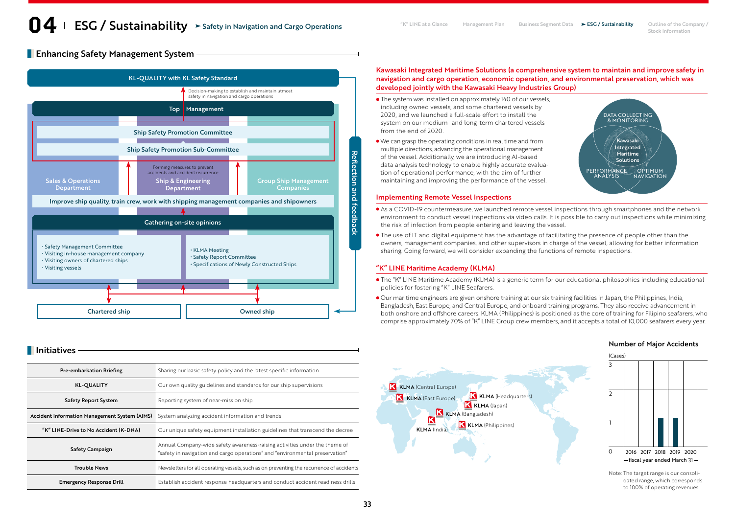# 04 ESG / Sustainability ➤ Safety in Navigation and Cargo Operations

## Enhancing Safety Management System

KL-QUALITY with KL Safety Standard

Decision-making to establish and maintain utmost safety in navigation and cargo operations

Top Management

Ship Safety Promotion Committee

Ship Safety Promotion Sub-Committee

Forming measures to prevent accidents and accident recurrence

Sales & Operations Department | Ship & Engineering Department | Group Ship Management Companies

Improve ship quality, train crew, work with shipping management companies and shipowners

Gathering on-site opinions

- Safety Management Committee
- Visiting in-house management company
- Visiting owners of chartered ships
- Visiting vessels

- KLMA Meeting
- Safety Report Committee
- Specifications of Newly Constructed Ships

Chartered ship | Owned ship

Reflection and feedback

### Kawasaki Integrated Maritime Solutions (a comprehensive system to maintain and improve safety in navigation and cargo operation, economic operation, and environmental preservation, which was developed jointly with the Kawasaki Heavy Industries Group)

- The system was installed on approximately 140 of our vessels, including owned vessels, and some chartered vessels by 2020, and we launched a full-scale effort to install the system on our medium- and long-term chartered vessels from the end of 2020.
- We can grasp the operating conditions in real time and from multiple directions, advancing the operational management of the vessel. Additionally, we are introducing AI-based data analysis technology to enable highly accurate evaluation of operational performance, with the aim of further maintaining and improving the performance of the vessel.

DATA COLLECTING & MONITORING / PERFORMANCE ANALYSIS / OPTIMUM NAVIGATION / Kawasaki Integrated Maritime Solutions

### Implementing Remote Vessel Inspections

- As a COVID-19 countermeasure, we launched remote vessel inspections through smartphones and the network environment to conduct vessel inspections via video calls. It is possible to carry out inspections while minimizing the risk of infection from people entering and leaving the vessel.
- The use of IT and digital equipment has the advantage of facilitating the presence of people other than the owners, management companies, and other supervisors in charge of the vessel, allowing for better information sharing. Going forward, we will consider expanding the functions of remote inspections.

### "K" LINE Maritime Academy (KLMA)

- The "K" LINE Maritime Academy (KLMA) is a generic term for our educational philosophies including educational policies for fostering "K" LINE Seafarers.
- Our maritime engineers are given onshore training at our six training facilities in Japan, the Philippines, India, Bangladesh, East Europe, and Central Europe, and onboard training programs. They also receive advancement in both onshore and offshore careers. KLMA (Philippines) is positioned as the core of training for Filipino seafarers, who comprise approximately 70% of "K" LINE Group crew members, and it accepts a total of 10,000 seafarers every year.

## Initiatives

| Initiative | Description |
|---|---|
| Pre-embarkation Briefing | Sharing our basic safety policy and the latest specific information |
| KL-QUALITY | Our own quality guidelines and standards for our ship supervisions |
| Safety Report System | Reporting system of near-miss on ship |
| Accident Information Management System (AIMS) | System analyzing accident information and trends |
| "K" LINE-Drive to No Accident (K-DNA) | Our unique safety equipment installation guidelines that transcend the decree |
| Safety Campaign | Annual Company-wide safety awareness-raising activities under the theme of "safety in navigation and cargo operations" and "environmental preservation" |
| Trouble News | Newsletters for all operating vessels, such as on preventing the recurrence of accidents |
| Emergency Response Drill | Establish accident response headquarters and conduct accident readiness drills |

KLMA (Central Europe), KLMA (East Europe), KLMA (Headquarters), KLMA (Japan), KLMA (Bangladesh), KLMA (India), KLMA (Philippines)

### Number of Major Accidents

(Cases)

| fiscal year ended March 31 | 2016 | 2017 | 2018 | 2019 | 2020 |
|---|---|---|---|---|---|
| Cases | 0 | 0 | 1 | 1 | 0 |

Note: The target range is our consolidated range, which corresponds to 100% of operating revenues.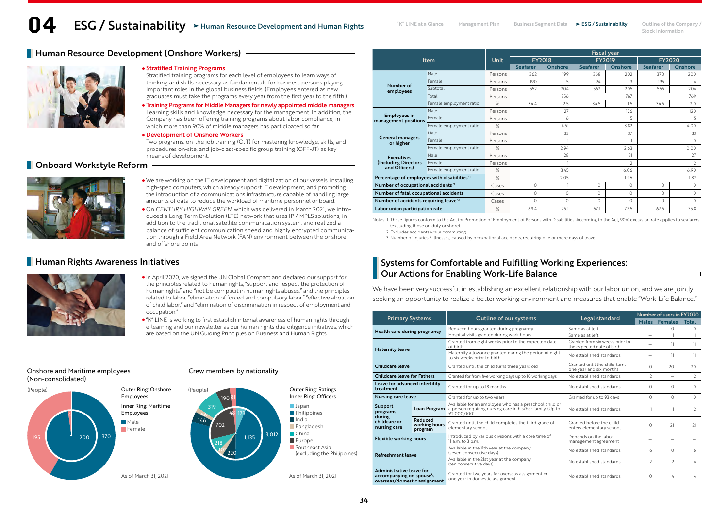# 04 ESG / Sustainability

## Human Resource Development and Human Rights

## Human Resource Development (Onshore Workers)

- **Stratified Training Programs**
  Stratified training programs for each level of employees to learn ways of thinking and skills necessary as fundamentals for business persons playing important roles in the global business fields. (Employees entered as new graduates must take the programs every year from the first year to the fifth.)
- **Training Programs for Middle Managers for newly appointed middle managers**
  Learning skills and knowledge necessary for the management. In addition, the Company has been offering training programs about labor compliance, in which more than 90% of middle managers has participated so far.
- **Development of Onshore Workers**
  Two programs: on-the job training (OJT) for mastering knowledge, skills, and procedures on-site, and job-class-specific group training (OFF-JT) as key means of development.

## Onboard Workstyle Reform

- We are working on the IT development and digitalization of our vessels, installing high-spec computers, which already support IT development, and promoting the introduction of a communications infrastructure capable of handling large amounts of data to reduce the workload of maritime personnel onboard.
- On *CENTURY HIGHWAY GREEN*, which was delivered in March 2021, we introduced a Long-Term Evolution (LTE) network that uses IP / MPLS solutions, in addition to the traditional satellite communication system, and realized a balance of sufficient communication speed and highly encrypted communication through a Field Area Network (FAN) environment between the onshore and offshore points

## Human Rights Awareness Initiatives

- In April 2020, we signed the UN Global Compact and declared our support for the principles related to human rights, "support and respect the protection of human rights" and "not be complicit in human rights abuses," and the principles related to labor, "elimination of forced and compulsory labor," "effective abolition of child labor," and "elimination of discrimination in respect of employment and occupation."
- "K" LINE is working to first establish internal awareness of human rights through e-learning and our newsletter as our human rights due diligence initiatives, which are based on the UN Guiding Principles on Business and Human Rights.

**Onshore and Maritime employees (Non-consolidated)**

(People)

Outer Ring: Onshore Employees
Inner Ring: Maritime Employees

| | Male | Female |
|---|---|---|
| Onshore Employees | 370 | 195 |
| Maritime Employees | 200 | 4 |

As of March 31, 2021

**Crew members by nationality**

(People)

Outer Ring: Ratings
Inner Ring: Officers

| | Ratings | Officers |
|---|---|---|
| Japan | 81 | 48 |
| Philippines | 3,012 | 1,135 |
| India | 220 | 702 |
| Bangladesh | | 146 |
| China | 319 | 218 |
| Europe | 190 | |
| Southeast Asia (excluding the Philippines) | | |

Other values shown: 173, 54, 104

As of March 31, 2021

| Item | | Unit | FY2018 Seafarer | FY2018 Onshore | FY2019 Seafarer | FY2019 Onshore | FY2020 Seafarer | FY2020 Onshore |
|---|---|---|---|---|---|---|---|---|
| Number of employees | Male | Persons | 362 | 199 | 368 | 202 | 370 | 200 |
| | Female | Persons | 190 | 5 | 194 | 3 | 195 | 4 |
| | Subtotal | Persons | 552 | 204 | 562 | 205 | 565 | 204 |
| | Total | Persons | 756 | | 767 | | 769 | |
| | Female employment ratio | % | 34.4 | 2.5 | 34.5 | 1.5 | 34.5 | 2.0 |
| Employees in management positions | Male | Persons | | 127 | | 126 | | 120 |
| | Female | Persons | | 6 | | 5 | | 5 |
| | Female employment ratio | % | | 4.51 | | 3.82 | | 4.00 |
| General managers or higher | Male | Persons | | 33 | | 37 | | 33 |
| | Female | Persons | | 1 | | 1 | | 0 |
| | Female employment ratio | % | | 2.94 | | 2.63 | | 0.00 |
| Executives (Including Directors and Officers) | Male | Persons | | 28 | | 31 | | 27 |
| | Female | Persons | | 1 | | 2 | | 2 |
| | Female employment ratio | % | | 3.45 | | 6.06 | | 6.90 |
| Percentage of employees with disabilities[*1] | | % | | 2.05 | | 1.96 | | 1.82 |
| Number of occupational accidents[*2] | | Cases | 0 | 1 | 0 | 0 | 0 | 0 |
| Number of fatal occupational accidents | | Cases | 0 | 0 | 0 | 0 | 0 | 0 |
| Number of accidents requiring leave[*3] | | Cases | 0 | 0 | 0 | 0 | 0 | 0 |
| Labor union participation rate | | % | 69.4 | 75.1 | 67.1 | 77.5 | 67.5 | 75.8 |

Notes: 1. These figures conform to the Act for Promotion of Employment of Persons with Disabilities. According to the Act, 90% exclusion rate applies to seafarers (excluding those on duty onshore).
2. Excludes accidents while commuting.
3. Number of injuries / illnesses, caused by occupational accidents, requiring one or more days of leave.

## Systems for Comfortable and Fulfilling Working Experiences: Our Actions for Enabling Work-Life Balance

We have been very successful in establishing an excellent relationship with our labor union, and we are jointly seeking an opportunity to realize a better working environment and measures that enable "Work-Life Balance."

| Primary Systems | | Outline of our systems | Legal standard | Number of users in FY2020 Males | Females | Total |
|---|---|---|---|---|---|---|
| Health care during pregnancy | | Reduced hours granted during pregnancy | Same as at left | – | 0 | 0 |
| | | Hospital visits granted during work hours | Same as at left | – | 1 | 1 |
| Maternity leave | | Granted from eight weeks prior to the expected date of birth | Granted from six weeks prior to the expected date of birth | – | 11 | 11 |
| | | Maternity allowance granted during the period of eight to six weeks prior to birth | No established standards | – | 11 | 11 |
| Childcare leave | | Granted until the child turns three years old | Granted until the child turns one year and six months | 0 | 20 | 20 |
| Childcare leave for Fathers | | Granted for from five working days up to 10 working days | No established standards | 2 | – | 2 |
| Leave for advanced infertility treatment | | Granted for up to 18 months | No established standards | 0 | 0 | 0 |
| Nursing care leave | | Granted for up to two years | Granted for up to 93 days | 0 | 0 | 0 |
| Support programs during childcare or nursing care | Loan Program | Available for an employee who has a preschool child or a person requiring nursing care in his/her family. (Up to ¥2,000,000) | No established standards | 1 | 1 | 2 |
| | Reduced working hours program | Granted until the child completes the third grade of elementary school | Granted before the child enters elementary school | 0 | 21 | 21 |
| Flexible working hours | | Introduced by various divisions with a core time of 11 a.m. to 3 p.m. | Depends on the labor-management agreement | – | – | – |
| Refreshment leave | | Available in the 11th year at the company (seven consecutive days) | No established standards | 6 | 0 | 6 |
| | | Available in the 21st year at the company (ten consecutive days) | No established standards | 2 | 2 | 4 |
| Administrative leave for accompanying on spouse's overseas/domestic assignment | | Granted for two years for overseas assignment or one year in domestic assignment | No established standards | 0 | 4 | 4 |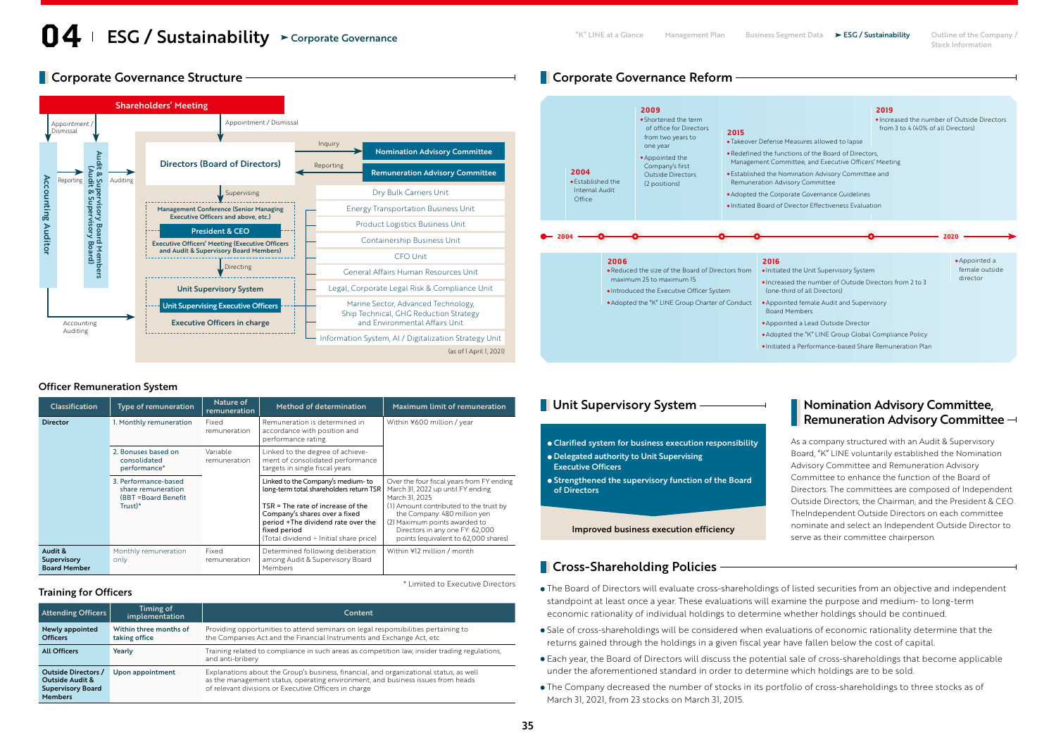# 04 ESG / Sustainability ➤ Corporate Governance

## Corporate Governance Structure

Shareholders' Meeting

Appointment / Dismissal — Appointment / Dismissal

Accounting Auditor — Reporting — Audit & Supervisory Board Members (Audit & Supervisory Board) — Auditing

Directors (Board of Directors)

Inquiry → Nomination Advisory Committee

Reporting ← Remuneration Advisory Committee

Supervising

- Management Conference (Senior Managing Executive Officers and above, etc.)
- President & CEO
- Executive Officers' Meeting (Executive Officers and Audit & Supervisory Board Members)

Directing

- Unit Supervisory System
- Unit Supervising Executive Officers
- Executive Officers in charge

Accounting Auditing

- Dry Bulk Carriers Unit
- Energy Transportation Business Unit
- Product Logistics Business Unit
- Containership Business Unit
- CFO Unit
- General Affairs Human Resources Unit
- Legal, Corporate Legal Risk & Compliance Unit
- Marine Sector, Advanced Technology, Ship Technical, GHG Reduction Strategy and Environmental Affairs Unit
- Information System, AI / Digitalization Strategy Unit

(as of 1 April 1, 2021)

## Corporate Governance Reform

**2004**
- Established the Internal Audit Office

**2006**
- Reduced the size of the Board of Directors from maximum 25 to maximum 15
- Introduced the Executive Officer System
- Adopted the "K" LINE Group Charter of Conduct

**2009**
- Shortened the term of office for Directors from two years to one year
- Appointed the Company's first Outside Directors (2 positions)

**2015**
- Takeover Defense Measures allowed to lapse
- Redefined the functions of the Board of Directors, Management Committee, and Executive Officers' Meeting
- Established the Nomination Advisory Committee and Remuneration Advisory Committee
- Adopted the Corporate Governance Guidelines
- Initiated Board of Director Effectiveness Evaluation

**2016**
- Initiated the Unit Supervisory System
- Increased the number of Outside Directors from 2 to 3 (one-third of all Directors)
- Appointed female Audit and Supervisory Board Members
- Appointed a Lead Outside Director
- Adopted the "K" LINE Group Global Compliance Policy
- Initiated a Performance-based Share Remuneration Plan

**2019**
- Increased the number of Outside Directors from 3 to 4 (40% of all Directors)

**2020**
- Appointed a female outside director

### Officer Remuneration System

| Classification | Type of remuneration | Nature of remuneration | Method of determination | Maximum limit of remuneration |
|---|---|---|---|---|
| Director | 1. Monthly remuneration | Fixed remuneration | Remuneration is determined in accordance with position and performance rating | Within ¥600 million / year |
| | 2. Bonuses based on consolidated performance* | Variable remuneration | Linked to the degree of achievement of consolidated performance targets in single fiscal years | |
| | 3. Performance-based share remuneration (BBT =Board Benefit Trust)* | | Linked to the Company's medium- to long-term total shareholders return TSR<br>TSR = The rate of increase of the Company's shares over a fixed period +The dividend rate over the fixed period<br>(Total dividend ÷ Initial share price) | Over the four fiscal years from FY ending March 31, 2022 up until FY ending March 31, 2025<br>(1) Amount contributed to the trust by the Company: 480 million yen<br>(2) Maximum points awarded to Directors in any one FY: 62,000 points (equivalent to 62,000 shares) |
| Audit & Supervisory Board Member | Monthly remuneration only | Fixed remuneration | Determined following deliberation among Audit & Supervisory Board Members | Within ¥12 million / month |

\* Limited to Executive Directors

### Training for Officers

| Attending Officers | Timing of implementation | Content |
|---|---|---|
| Newly appointed Officers | Within three months of taking office | Providing opportunities to attend seminars on legal responsibilities pertaining to the Companies Act and the Financial Instruments and Exchange Act, etc. |
| All Officers | Yearly | Training related to compliance in such areas as competition law, insider trading regulations, and anti-bribery |
| Outside Directors / Outside Audit & Supervisory Board Members | Upon appointment | Explanations about the Group's business, financial, and organizational status, as well as the management status, operating environment, and business issues from heads of relevant divisions or Executive Officers in charge |

## Unit Supervisory System

- Clarified system for business execution responsibility
- Delegated authority to Unit Supervising Executive Officers
- Strengthened the supervisory function of the Board of Directors

Improved business execution efficiency

## Nomination Advisory Committee, Remuneration Advisory Committee

As a company structured with an Audit & Supervisory Board, "K" LINE voluntarily established the Nomination Advisory Committee and Remuneration Advisory Committee to enhance the function of the Board of Directors. The committees are composed of Independent Outside Directors, the Chairman, and the President & CEO. TheIndependent Outside Directors on each committee nominate and select an Independent Outside Director to serve as their committee chairperson.

## Cross-Shareholding Policies

- The Board of Directors will evaluate cross-shareholdings of listed securities from an objective and independent standpoint at least once a year. These evaluations will examine the purpose and medium- to long-term economic rationality of individual holdings to determine whether holdings should be continued.
- Sale of cross-shareholdings will be considered when evaluations of economic rationality determine that the returns gained through the holdings in a given fiscal year have fallen below the cost of capital.
- Each year, the Board of Directors will discuss the potential sale of cross-shareholdings that become applicable under the aforementioned standard in order to determine which holdings are to be sold.
- The Company decreased the number of stocks in its portfolio of cross-shareholdings to three stocks as of March 31, 2021, from 23 stocks on March 31, 2015.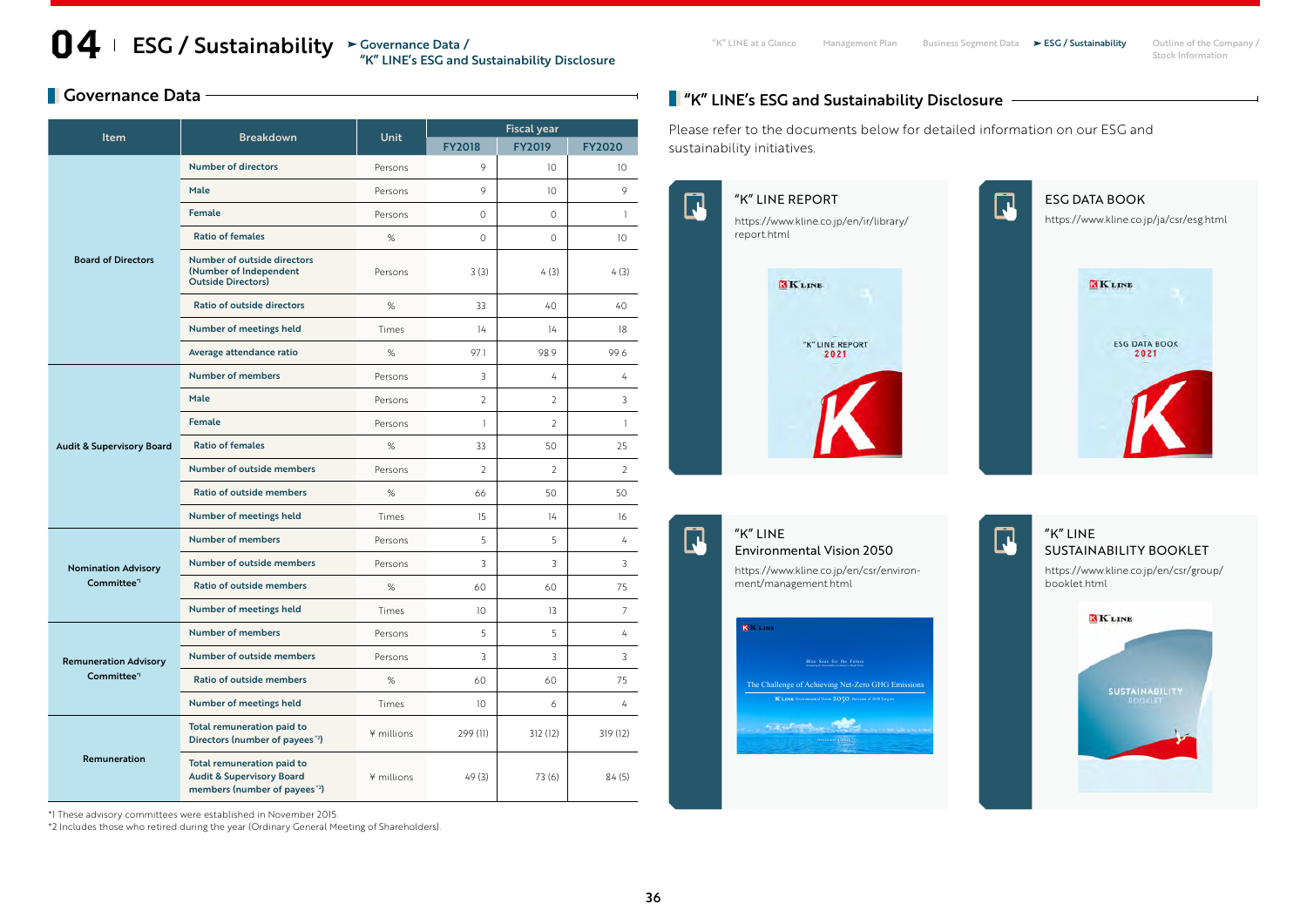# 04 ESG / Sustainability

## Governance Data

| Item | Breakdown | Unit | Fiscal year | | |
|---|---|---|---|---|---|
| | | | FY2018 | FY2019 | FY2020 |
| Board of Directors | Number of directors | Persons | 9 | 10 | 10 |
| | Male | Persons | 9 | 10 | 9 |
| | Female | Persons | 0 | 0 | 1 |
| | Ratio of females | % | 0 | 0 | 10 |
| | Number of outside directors (Number of Independent Outside Directors) | Persons | 3 (3) | 4 (3) | 4 (3) |
| | Ratio of outside directors | % | 33 | 40 | 40 |
| | Number of meetings held | Times | 14 | 14 | 18 |
| | Average attendance ratio | % | 97.1 | 98.9 | 99.6 |
| Audit & Supervisory Board | Number of members | Persons | 3 | 4 | 4 |
| | Male | Persons | 2 | 2 | 3 |
| | Female | Persons | 1 | 2 | 1 |
| | Ratio of females | % | 33 | 50 | 25 |
| | Number of outside members | Persons | 2 | 2 | 2 |
| | Ratio of outside members | % | 66 | 50 | 50 |
| | Number of meetings held | Times | 15 | 14 | 16 |
| Nomination Advisory Committee*1 | Number of members | Persons | 5 | 5 | 4 |
| | Number of outside members | Persons | 3 | 3 | 3 |
| | Ratio of outside members | % | 60 | 60 | 75 |
| | Number of meetings held | Times | 10 | 13 | 7 |
| Remuneration Advisory Committee*1 | Number of members | Persons | 5 | 5 | 4 |
| | Number of outside members | Persons | 3 | 3 | 3 |
| | Ratio of outside members | % | 60 | 60 | 75 |
| | Number of meetings held | Times | 10 | 6 | 4 |
| Remuneration | Total remuneration paid to Directors (number of payees*2) | ¥ millions | 299 (11) | 312 (12) | 319 (12) |
| | Total remuneration paid to Audit & Supervisory Board members (number of payees*2) | ¥ millions | 49 (3) | 73 (6) | 84 (5) |

*1 These advisory committees were established in November 2015.
*2 Includes those who retired during the year (Ordinary General Meeting of Shareholders).

## "K" LINE's ESG and Sustainability Disclosure

Please refer to the documents below for detailed information on our ESG and sustainability initiatives.

**"K" LINE REPORT**
https://www.kline.co.jp/en/ir/library/report.html

**ESG DATA BOOK**
https://www.kline.co.jp/ja/csr/esg.html

**"K" LINE Environmental Vision 2050**
https://www.kline.co.jp/en/csr/environment/management.html

**"K" LINE SUSTAINABILITY BOOKLET**
https://www.kline.co.jp/en/csr/group/booklet.html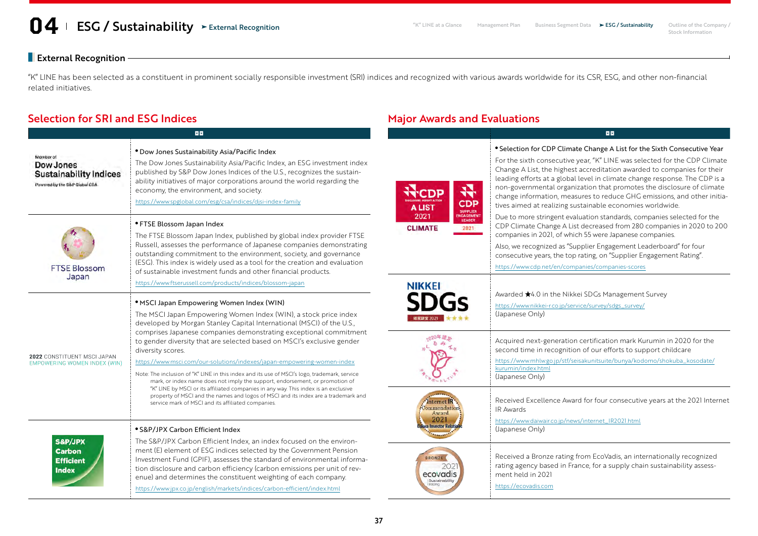## External Recognition

"K" LINE has been selected as a constituent in prominent socially responsible investment (SRI) indices and recognized with various awards worldwide for its CSR, ESG, and other non-financial related initiatives.

### Selection for SRI and ESG Indices

| | |
|---|---|
| Member of Dow Jones Sustainability Indices Powered by the S&P Global CSA | • Dow Jones Sustainability Asia/Pacific Index<br>The Dow Jones Sustainability Asia/Pacific Index, an ESG investment index published by S&P Dow Jones Indices of the U.S., recognizes the sustainability initiatives of major corporations around the world regarding the economy, the environment, and society.<br>https://www.spglobal.com/esg/csa/indices/djsi-index-family |
| FTSE Blossom Japan | • FTSE Blossom Japan Index<br>The FTSE Blossom Japan Index, published by global index provider FTSE Russell, assesses the performance of Japanese companies demonstrating outstanding commitment to the environment, society, and governance (ESG). This index is widely used as a tool for the creation and evaluation of sustainable investment funds and other financial products.<br>https://www.ftserussell.com/products/indices/blossom-japan |
| 2022 CONSTITUENT MSCI JAPAN EMPOWERING WOMEN INDEX (WIN) | • MSCI Japan Empowering Women Index (WIN)<br>The MSCI Japan Empowering Women Index (WIN), a stock price index developed by Morgan Stanley Capital International (MSCI) of the U.S., comprises Japanese companies demonstrating exceptional commitment to gender diversity that are selected based on MSCI's exclusive gender diversity scores.<br>https://www.msci.com/our-solutions/indexes/japan-empowering-women-index<br>Note: The inclusion of "K" LINE in this index and its use of MSCI's logo, trademark, service mark, or index name does not imply the support, endorsement, or promotion of "K" LINE by MSCI or its affiliated companies in any way. This index is an exclusive property of MSCI and the names and logos of MSCI and its index are a trademark and service mark of MSCI and its affiliated companies. |
| S&P/JPX Carbon Efficient Index | • S&P/JPX Carbon Efficient Index<br>The S&P/JPX Carbon Efficient Index, an index focused on the environment (E) element of ESG indices selected by the Government Pension Investment Fund (GPIF), assesses the standard of environmental information disclosure and carbon efficiency (carbon emissions per unit of revenue) and determines the constituent weighting of each company.<br>https://www.jpx.co.jp/english/markets/indices/carbon-efficient/index.html |

### Major Awards and Evaluations

| | |
|---|---|
| CDP A LIST 2021 CLIMATE / CDP SUPPLIER ENGAGEMENT LEADER 2021 | • Selection for CDP Climate Change A List for the Sixth Consecutive Year<br>For the sixth consecutive year, "K" LINE was selected for the CDP Climate Change A List, the highest accreditation awarded to companies for their leading efforts at a global level in climate change response. The CDP is a non-governmental organization that promotes the disclosure of climate change information, measures to reduce GHG emissions, and other initiatives aimed at realizing sustainable economies worldwide.<br>Due to more stringent evaluation standards, companies selected for the CDP Climate Change A List decreased from 280 companies in 2020 to 200 companies in 2021, of which 55 were Japanese companies.<br>Also, we recognized as "Supplier Engagement Leaderboard" for four consecutive years, the top rating, on "Supplier Engagement Rating".<br>https://www.cdp.net/en/companies/companies-scores |
| NIKKEI SDGs 経営調査 2021 ★★★★ | Awarded ★4.0 in the Nikkei SDGs Management Survey<br>https://www.nikkei-r.co.jp/service/survey/sdgs_survey/<br>(Japanese Only) |
| 2020年認定 くるみん | Acquired next-generation certification mark Kurumin in 2020 for the second time in recognition of our efforts to support childcare<br>https://www.mhlw.go.jp/stf/seisakunitsuite/bunya/kodomo/shokuba_kosodate/kurumin/index.html<br>(Japanese Only) |
| Internet IR Commendation Award 2021 Daiwa Investor Relations | Received Excellence Award for four consecutive years at the 2021 Internet IR Awards<br>https://www.daiwair.co.jp/news/internet_IR2021.html<br>(Japanese Only) |
| BRONZE 2021 ecovadis Sustainability Rating | Received a Bronze rating from EcoVadis, an internationally recognized rating agency based in France, for a supply chain sustainability assessment held in 2021<br>https://ecovadis.com |